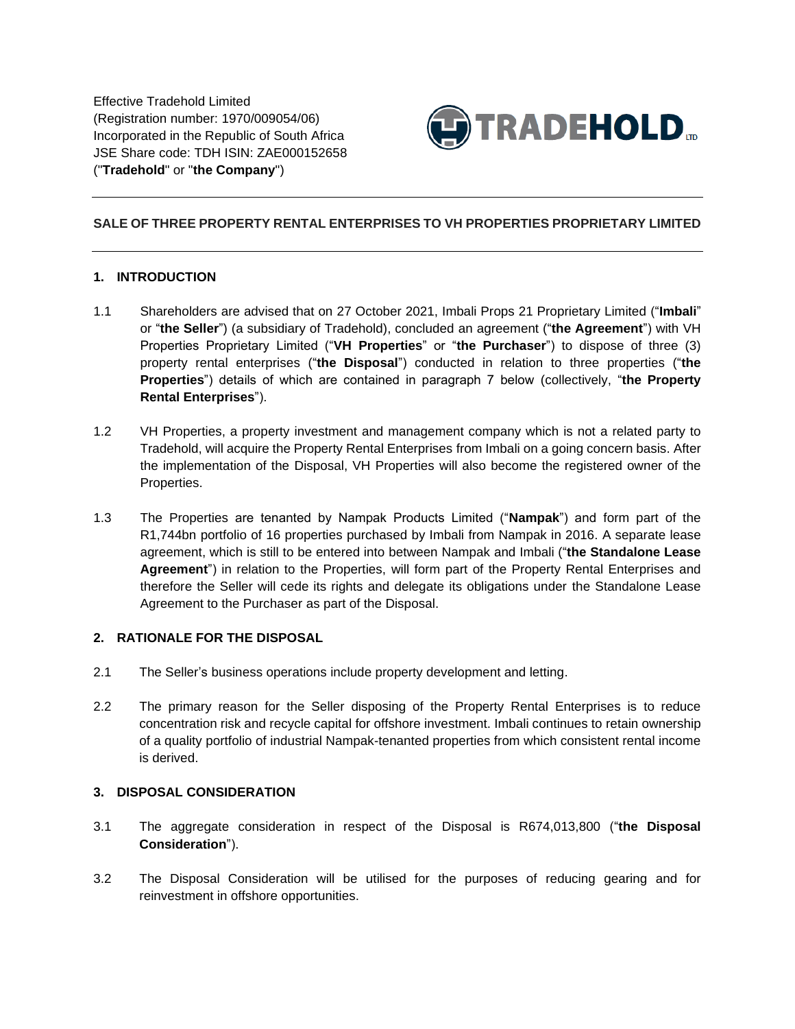Effective Tradehold Limited
(Registration number: 1970/009054/06)
Incorporated in the Republic of South Africa
JSE Share code: TDH ISIN: ZAE000152658
("**Tradehold**" or "**the Company**")

---

**SALE OF THREE PROPERTY RENTAL ENTERPRISES TO VH PROPERTIES PROPRIETARY LIMITED**

---

## 1. INTRODUCTION

1.1 Shareholders are advised that on 27 October 2021, Imbali Props 21 Proprietary Limited ("**Imbali**" or "**the Seller**") (a subsidiary of Tradehold), concluded an agreement ("**the Agreement**") with VH Properties Proprietary Limited ("**VH Properties**" or "**the Purchaser**") to dispose of three (3) property rental enterprises ("**the Disposal**") conducted in relation to three properties ("**the Properties**") details of which are contained in paragraph 7 below (collectively, "**the Property Rental Enterprises**").

1.2 VH Properties, a property investment and management company which is not a related party to Tradehold, will acquire the Property Rental Enterprises from Imbali on a going concern basis. After the implementation of the Disposal, VH Properties will also become the registered owner of the Properties.

1.3 The Properties are tenanted by Nampak Products Limited ("**Nampak**") and form part of the R1,744bn portfolio of 16 properties purchased by Imbali from Nampak in 2016. A separate lease agreement, which is still to be entered into between Nampak and Imbali ("**the Standalone Lease Agreement**") in relation to the Properties, will form part of the Property Rental Enterprises and therefore the Seller will cede its rights and delegate its obligations under the Standalone Lease Agreement to the Purchaser as part of the Disposal.

## 2. RATIONALE FOR THE DISPOSAL

2.1 The Seller's business operations include property development and letting.

2.2 The primary reason for the Seller disposing of the Property Rental Enterprises is to reduce concentration risk and recycle capital for offshore investment. Imbali continues to retain ownership of a quality portfolio of industrial Nampak-tenanted properties from which consistent rental income is derived.

## 3. DISPOSAL CONSIDERATION

3.1 The aggregate consideration in respect of the Disposal is R674,013,800 ("**the Disposal Consideration**").

3.2 The Disposal Consideration will be utilised for the purposes of reducing gearing and for reinvestment in offshore opportunities.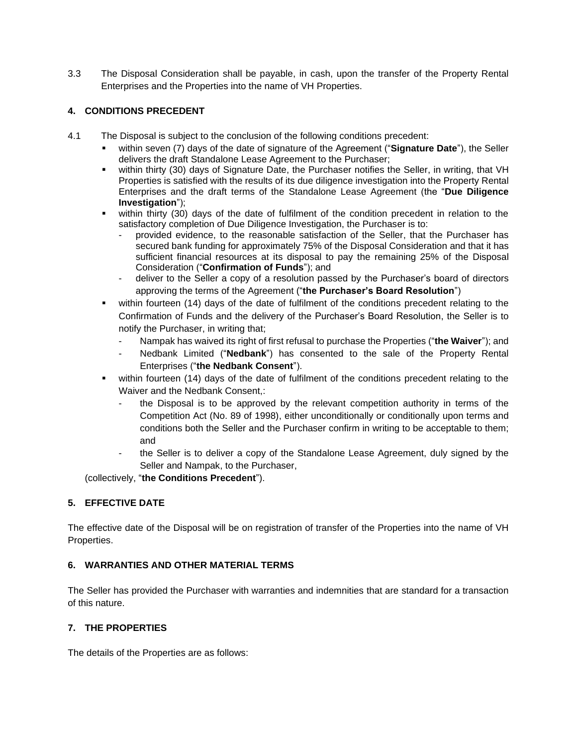3.3 The Disposal Consideration shall be payable, in cash, upon the transfer of the Property Rental Enterprises and the Properties into the name of VH Properties.

## 4. CONDITIONS PRECEDENT

4.1 The Disposal is subject to the conclusion of the following conditions precedent:

- within seven (7) days of the date of signature of the Agreement ("**Signature Date**"), the Seller delivers the draft Standalone Lease Agreement to the Purchaser;
- within thirty (30) days of Signature Date, the Purchaser notifies the Seller, in writing, that VH Properties is satisfied with the results of its due diligence investigation into the Property Rental Enterprises and the draft terms of the Standalone Lease Agreement (the "**Due Diligence Investigation**");
- within thirty (30) days of the date of fulfilment of the condition precedent in relation to the satisfactory completion of Due Diligence Investigation, the Purchaser is to:
  - provided evidence, to the reasonable satisfaction of the Seller, that the Purchaser has secured bank funding for approximately 75% of the Disposal Consideration and that it has sufficient financial resources at its disposal to pay the remaining 25% of the Disposal Consideration ("**Confirmation of Funds**"); and
  - deliver to the Seller a copy of a resolution passed by the Purchaser's board of directors approving the terms of the Agreement ("**the Purchaser's Board Resolution**")
- within fourteen (14) days of the date of fulfilment of the conditions precedent relating to the Confirmation of Funds and the delivery of the Purchaser's Board Resolution, the Seller is to notify the Purchaser, in writing that;
  - Nampak has waived its right of first refusal to purchase the Properties ("**the Waiver**"); and
  - Nedbank Limited ("**Nedbank**") has consented to the sale of the Property Rental Enterprises ("**the Nedbank Consent**").
- within fourteen (14) days of the date of fulfilment of the conditions precedent relating to the Waiver and the Nedbank Consent,:
  - the Disposal is to be approved by the relevant competition authority in terms of the Competition Act (No. 89 of 1998), either unconditionally or conditionally upon terms and conditions both the Seller and the Purchaser confirm in writing to be acceptable to them; and
  - the Seller is to deliver a copy of the Standalone Lease Agreement, duly signed by the Seller and Nampak, to the Purchaser,

(collectively, "**the Conditions Precedent**").

## 5. EFFECTIVE DATE

The effective date of the Disposal will be on registration of transfer of the Properties into the name of VH Properties.

## 6. WARRANTIES AND OTHER MATERIAL TERMS

The Seller has provided the Purchaser with warranties and indemnities that are standard for a transaction of this nature.

## 7. THE PROPERTIES

The details of the Properties are as follows: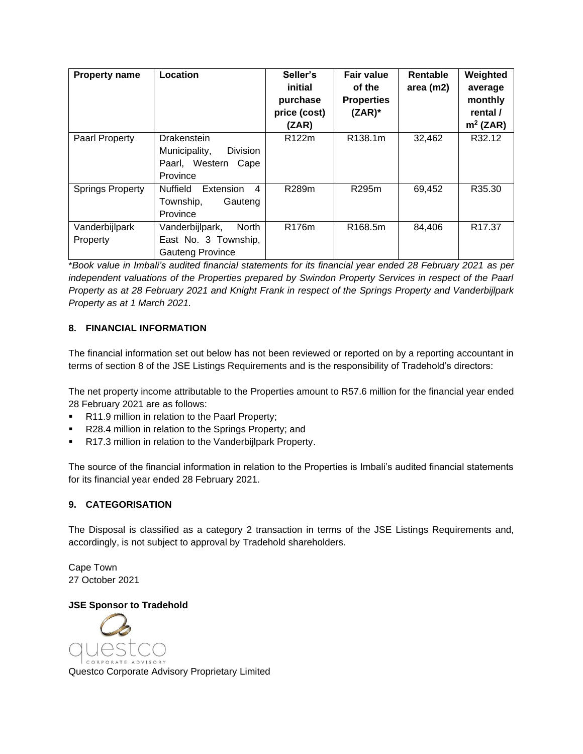| Property name | Location | Seller's initial purchase price (cost) (ZAR) | Fair value of the Properties (ZAR)* | Rentable area (m2) | Weighted average monthly rental / $m^2$ (ZAR) |
|---|---|---|---|---|---|
| Paarl Property | Drakenstein Municipality, Division Paarl, Western Cape Province | R122m | R138.1m | 32,462 | R32.12 |
| Springs Property | Nuffield Extension 4 Township, Gauteng Province | R289m | R295m | 69,452 | R35.30 |
| Vanderbijlpark Property | Vanderbijlpark, North East No. 3 Township, Gauteng Province | R176m | R168.5m | 84,406 | R17.37 |

*\*Book value in Imbali's audited financial statements for its financial year ended 28 February 2021 as per independent valuations of the Properties prepared by Swindon Property Services in respect of the Paarl Property as at 28 February 2021 and Knight Frank in respect of the Springs Property and Vanderbijlpark Property as at 1 March 2021.*

## 8. FINANCIAL INFORMATION

The financial information set out below has not been reviewed or reported on by a reporting accountant in terms of section 8 of the JSE Listings Requirements and is the responsibility of Tradehold's directors:

The net property income attributable to the Properties amount to R57.6 million for the financial year ended 28 February 2021 are as follows:

- R11.9 million in relation to the Paarl Property;
- R28.4 million in relation to the Springs Property; and
- R17.3 million in relation to the Vanderbijlpark Property.

The source of the financial information in relation to the Properties is Imbali's audited financial statements for its financial year ended 28 February 2021.

## 9. CATEGORISATION

The Disposal is classified as a category 2 transaction in terms of the JSE Listings Requirements and, accordingly, is not subject to approval by Tradehold shareholders.

Cape Town
27 October 2021

**JSE Sponsor to Tradehold**

questco CORPORATE ADVISORY

Questco Corporate Advisory Proprietary Limited